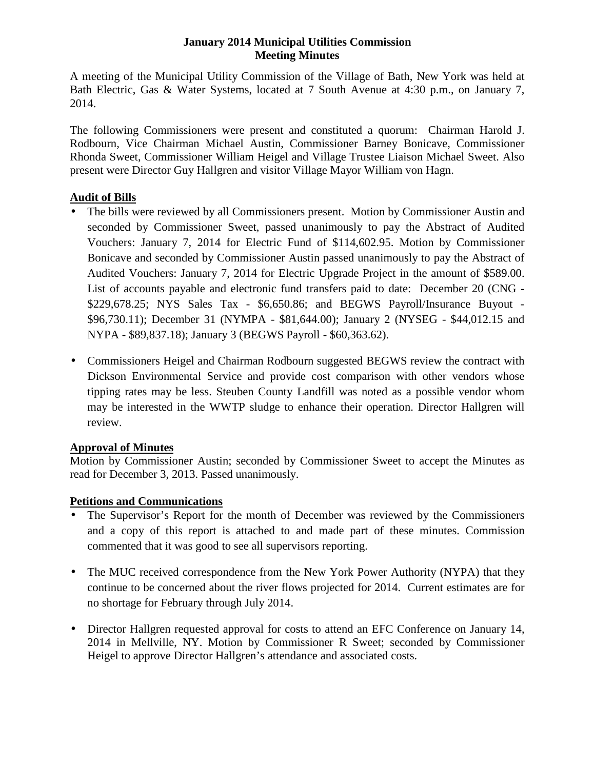**January 2014 Municipal Utilities Commission**
**Meeting Minutes**

A meeting of the Municipal Utility Commission of the Village of Bath, New York was held at Bath Electric, Gas & Water Systems, located at 7 South Avenue at 4:30 p.m., on January 7, 2014.

The following Commissioners were present and constituted a quorum: Chairman Harold J. Rodbourn, Vice Chairman Michael Austin, Commissioner Barney Bonicave, Commissioner Rhonda Sweet, Commissioner William Heigel and Village Trustee Liaison Michael Sweet. Also present were Director Guy Hallgren and visitor Village Mayor William von Hagn.

**Audit of Bills**

- The bills were reviewed by all Commissioners present. Motion by Commissioner Austin and seconded by Commissioner Sweet, passed unanimously to pay the Abstract of Audited Vouchers: January 7, 2014 for Electric Fund of $114,602.95. Motion by Commissioner Bonicave and seconded by Commissioner Austin passed unanimously to pay the Abstract of Audited Vouchers: January 7, 2014 for Electric Upgrade Project in the amount of $589.00. List of accounts payable and electronic fund transfers paid to date: December 20 (CNG - $229,678.25; NYS Sales Tax - $6,650.86; and BEGWS Payroll/Insurance Buyout - $96,730.11); December 31 (NYMPA - $81,644.00); January 2 (NYSEG - $44,012.15 and NYPA - $89,837.18); January 3 (BEGWS Payroll - $60,363.62).

- Commissioners Heigel and Chairman Rodbourn suggested BEGWS review the contract with Dickson Environmental Service and provide cost comparison with other vendors whose tipping rates may be less. Steuben County Landfill was noted as a possible vendor whom may be interested in the WWTP sludge to enhance their operation. Director Hallgren will review.

**Approval of Minutes**

Motion by Commissioner Austin; seconded by Commissioner Sweet to accept the Minutes as read for December 3, 2013. Passed unanimously.

**Petitions and Communications**

- The Supervisor's Report for the month of December was reviewed by the Commissioners and a copy of this report is attached to and made part of these minutes. Commission commented that it was good to see all supervisors reporting.

- The MUC received correspondence from the New York Power Authority (NYPA) that they continue to be concerned about the river flows projected for 2014. Current estimates are for no shortage for February through July 2014.

- Director Hallgren requested approval for costs to attend an EFC Conference on January 14, 2014 in Mellville, NY. Motion by Commissioner R Sweet; seconded by Commissioner Heigel to approve Director Hallgren's attendance and associated costs.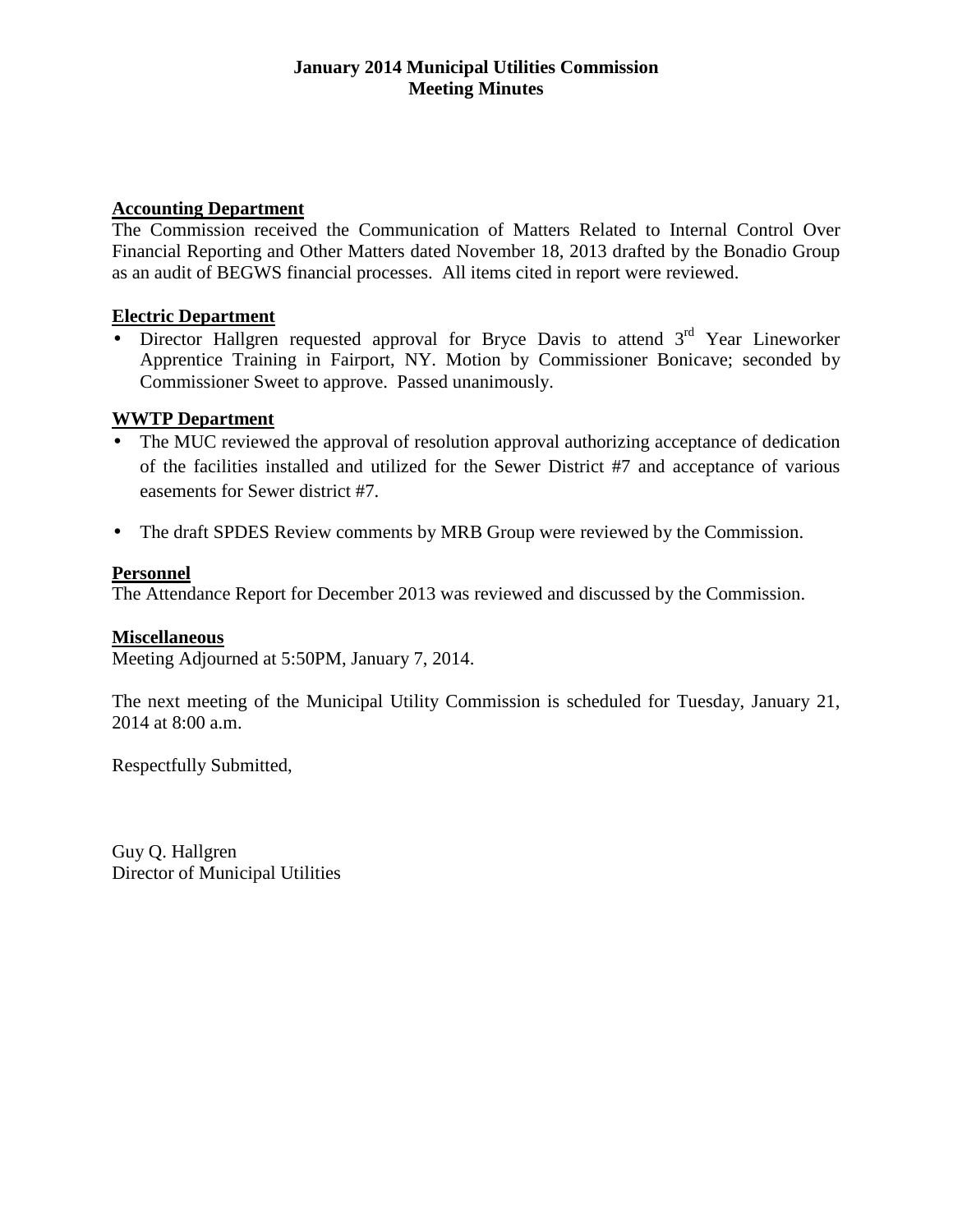**January 2014 Municipal Utilities Commission**
**Meeting Minutes**

**Accounting Department**

The Commission received the Communication of Matters Related to Internal Control Over Financial Reporting and Other Matters dated November 18, 2013 drafted by the Bonadio Group as an audit of BEGWS financial processes. All items cited in report were reviewed.

**Electric Department**

- Director Hallgren requested approval for Bryce Davis to attend 3rd Year Lineworker Apprentice Training in Fairport, NY. Motion by Commissioner Bonicave; seconded by Commissioner Sweet to approve. Passed unanimously.

**WWTP Department**

- The MUC reviewed the approval of resolution approval authorizing acceptance of dedication of the facilities installed and utilized for the Sewer District #7 and acceptance of various easements for Sewer district #7.
- The draft SPDES Review comments by MRB Group were reviewed by the Commission.

**Personnel**

The Attendance Report for December 2013 was reviewed and discussed by the Commission.

**Miscellaneous**

Meeting Adjourned at 5:50PM, January 7, 2014.

The next meeting of the Municipal Utility Commission is scheduled for Tuesday, January 21, 2014 at 8:00 a.m.

Respectfully Submitted,

Guy Q. Hallgren
Director of Municipal Utilities